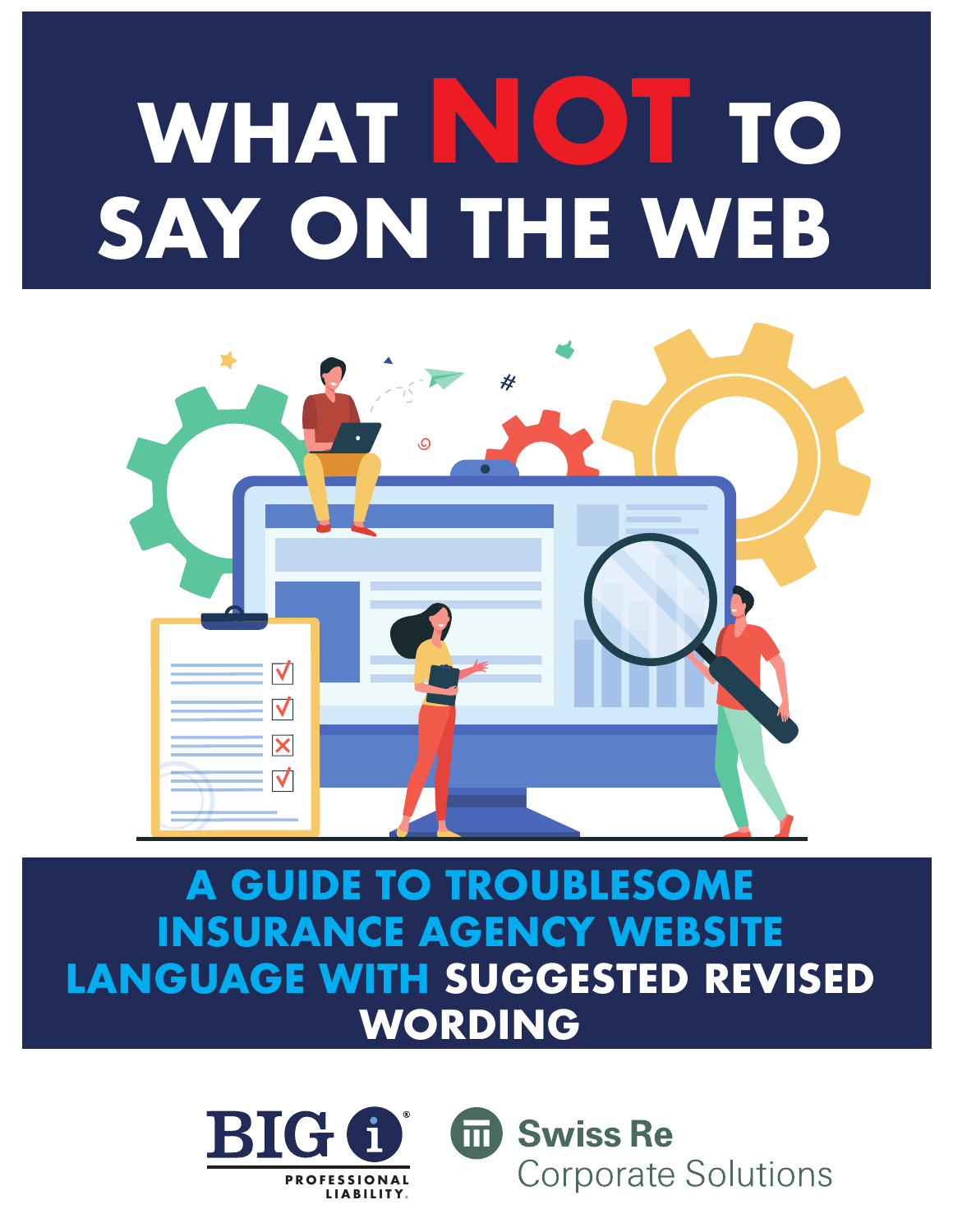# WHAT NOT TO SAY ON THE WEB

## A GUIDE TO TROUBLESOME INSURANCE AGENCY WEBSITE LANGUAGE WITH SUGGESTED REVISED WORDING

BIG i PROFESSIONAL LIABILITY.

Swiss Re Corporate Solutions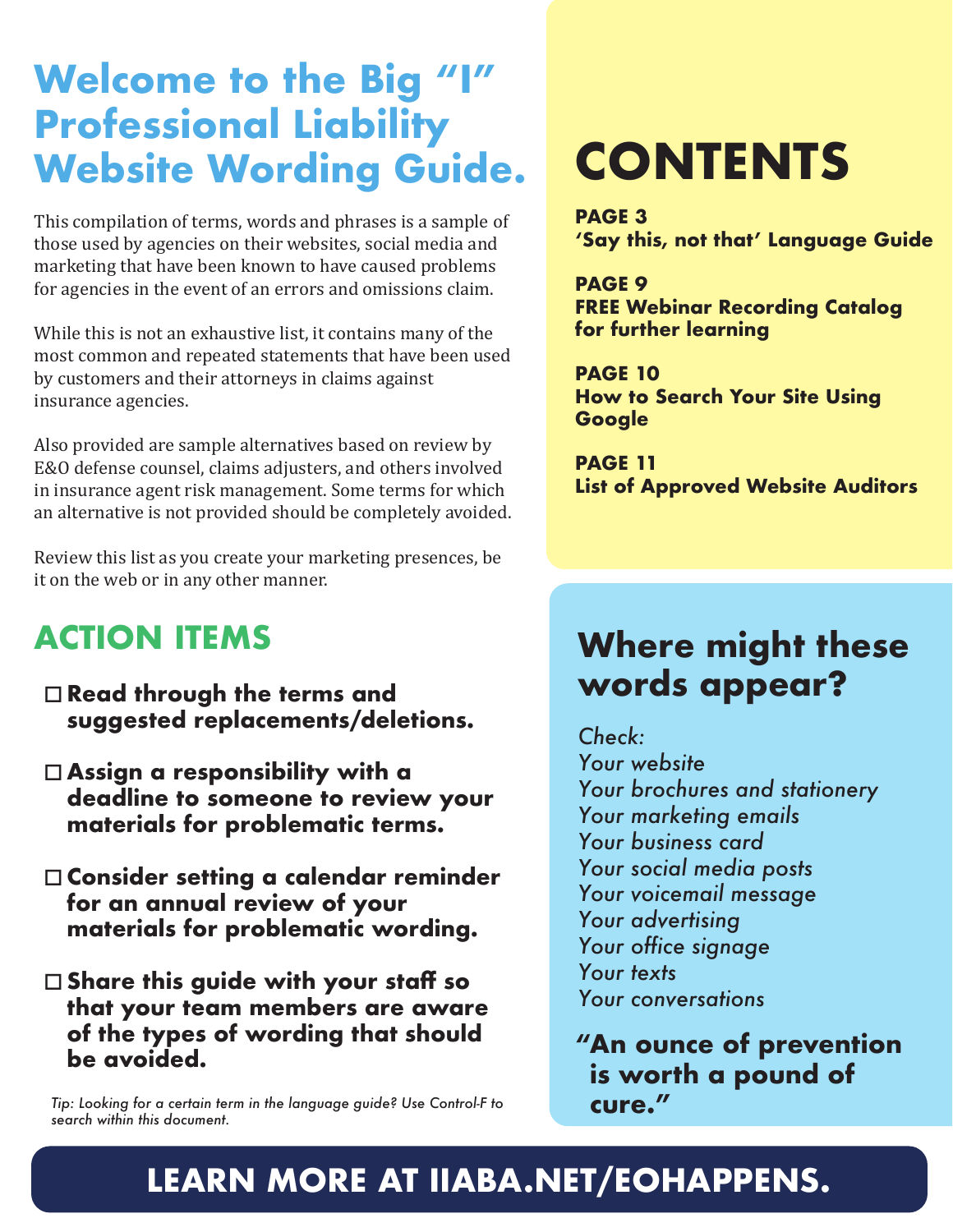# Welcome to the Big "I" Professional Liability Website Wording Guide.

This compilation of terms, words and phrases is a sample of those used by agencies on their websites, social media and marketing that have been known to have caused problems for agencies in the event of an errors and omissions claim.

While this is not an exhaustive list, it contains many of the most common and repeated statements that have been used by customers and their attorneys in claims against insurance agencies.

Also provided are sample alternatives based on review by E&O defense counsel, claims adjusters, and others involved in insurance agent risk management. Some terms for which an alternative is not provided should be completely avoided.

Review this list as you create your marketing presences, be it on the web or in any other manner.

## ACTION ITEMS

- ☐ **Read through the terms and suggested replacements/deletions.**
- ☐ **Assign a responsibility with a deadline to someone to review your materials for problematic terms.**
- ☐ **Consider setting a calendar reminder for an annual review of your materials for problematic wording.**
- ☐ **Share this guide with your staff so that your team members are aware of the types of wording that should be avoided.**

*Tip: Looking for a certain term in the language guide? Use Control-F to search within this document.*

# CONTENTS

**PAGE 3**
**'Say this, not that' Language Guide**

**PAGE 9**
**FREE Webinar Recording Catalog for further learning**

**PAGE 10**
**How to Search Your Site Using Google**

**PAGE 11**
**List of Approved Website Auditors**

## Where might these words appear?

*Check:*
*Your website*
*Your brochures and stationery*
*Your marketing emails*
*Your business card*
*Your social media posts*
*Your voicemail message*
*Your advertising*
*Your office signage*
*Your texts*
*Your conversations*

**"An ounce of prevention is worth a pound of cure."**

**LEARN MORE AT IIABA.NET/EOHAPPENS.**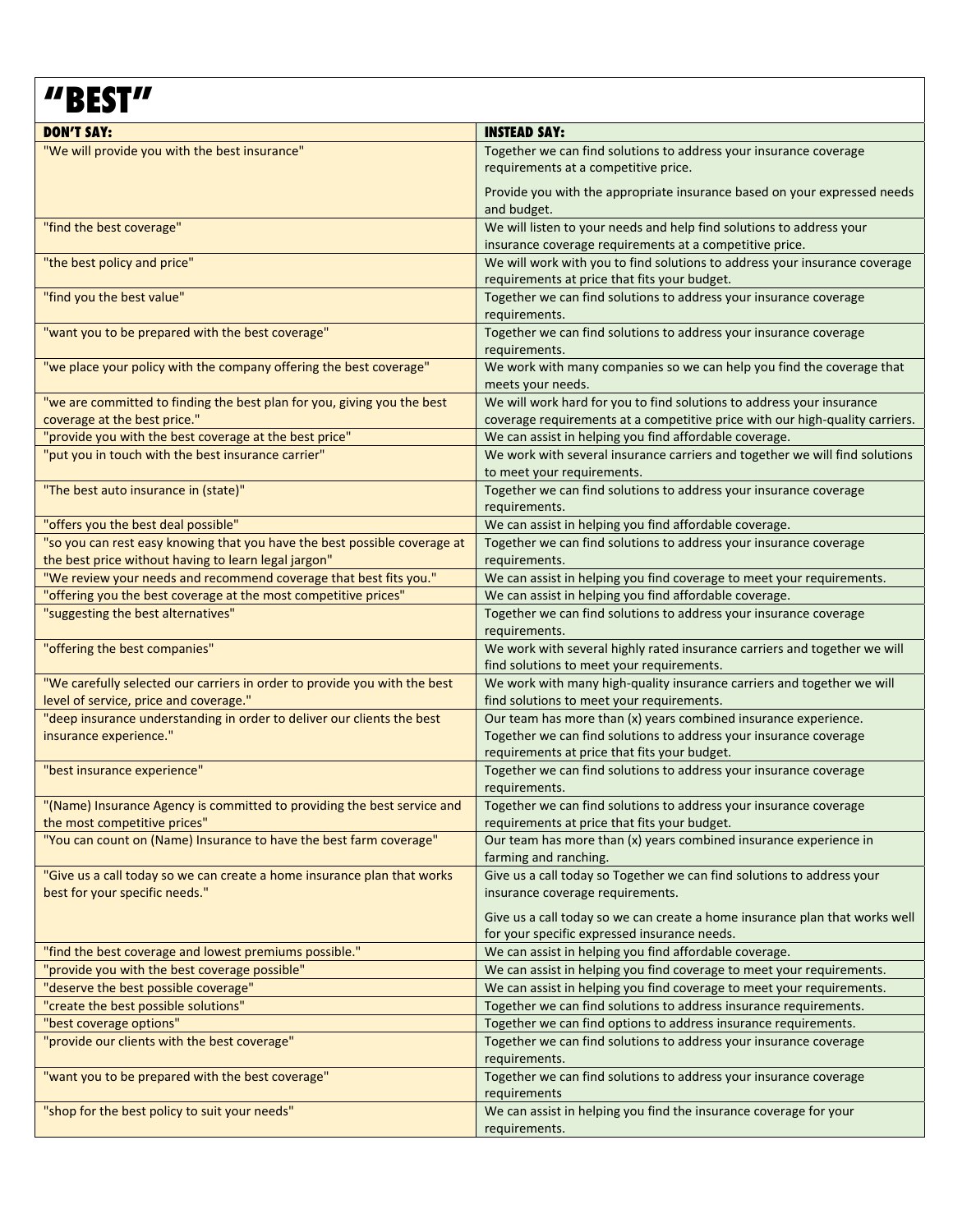# "BEST"

| DON'T SAY: | INSTEAD SAY: |
|---|---|
| "We will provide you with the best insurance" | Together we can find solutions to address your insurance coverage requirements at a competitive price.<br><br>Provide you with the appropriate insurance based on your expressed needs and budget. |
| "find the best coverage" | We will listen to your needs and help find solutions to address your insurance coverage requirements at a competitive price. |
| "the best policy and price" | We will work with you to find solutions to address your insurance coverage requirements at price that fits your budget. |
| "find you the best value" | Together we can find solutions to address your insurance coverage requirements. |
| "want you to be prepared with the best coverage" | Together we can find solutions to address your insurance coverage requirements. |
| "we place your policy with the company offering the best coverage" | We work with many companies so we can help you find the coverage that meets your needs. |
| "we are committed to finding the best plan for you, giving you the best coverage at the best price." | We will work hard for you to find solutions to address your insurance coverage requirements at a competitive price with our high-quality carriers. |
| "provide you with the best coverage at the best price" | We can assist in helping you find affordable coverage. |
| "put you in touch with the best insurance carrier" | We work with several insurance carriers and together we will find solutions to meet your requirements. |
| "The best auto insurance in (state)" | Together we can find solutions to address your insurance coverage requirements. |
| "offers you the best deal possible" | We can assist in helping you find affordable coverage. |
| "so you can rest easy knowing that you have the best possible coverage at the best price without having to learn legal jargon" | Together we can find solutions to address your insurance coverage requirements. |
| "We review your needs and recommend coverage that best fits you." | We can assist in helping you find coverage to meet your requirements. |
| "offering you the best coverage at the most competitive prices" | We can assist in helping you find affordable coverage. |
| "suggesting the best alternatives" | Together we can find solutions to address your insurance coverage requirements. |
| "offering the best companies" | We work with several highly rated insurance carriers and together we will find solutions to meet your requirements. |
| "We carefully selected our carriers in order to provide you with the best level of service, price and coverage." | We work with many high-quality insurance carriers and together we will find solutions to meet your requirements. |
| "deep insurance understanding in order to deliver our clients the best insurance experience." | Our team has more than (x) years combined insurance experience. Together we can find solutions to address your insurance coverage requirements at price that fits your budget. |
| "best insurance experience" | Together we can find solutions to address your insurance coverage requirements. |
| "(Name) Insurance Agency is committed to providing the best service and the most competitive prices" | Together we can find solutions to address your insurance coverage requirements at price that fits your budget. |
| "You can count on (Name) Insurance to have the best farm coverage" | Our team has more than (x) years combined insurance experience in farming and ranching. |
| "Give us a call today so we can create a home insurance plan that works best for your specific needs." | Give us a call today so Together we can find solutions to address your insurance coverage requirements.<br><br>Give us a call today so we can create a home insurance plan that works well for your specific expressed insurance needs. |
| "find the best coverage and lowest premiums possible." | We can assist in helping you find affordable coverage. |
| "provide you with the best coverage possible" | We can assist in helping you find coverage to meet your requirements. |
| "deserve the best possible coverage" | We can assist in helping you find coverage to meet your requirements. |
| "create the best possible solutions" | Together we can find solutions to address insurance requirements. |
| "best coverage options" | Together we can find options to address insurance requirements. |
| "provide our clients with the best coverage" | Together we can find solutions to address your insurance coverage requirements. |
| "want you to be prepared with the best coverage" | Together we can find solutions to address your insurance coverage requirements |
| "shop for the best policy to suit your needs" | We can assist in helping you find the insurance coverage for your requirements. |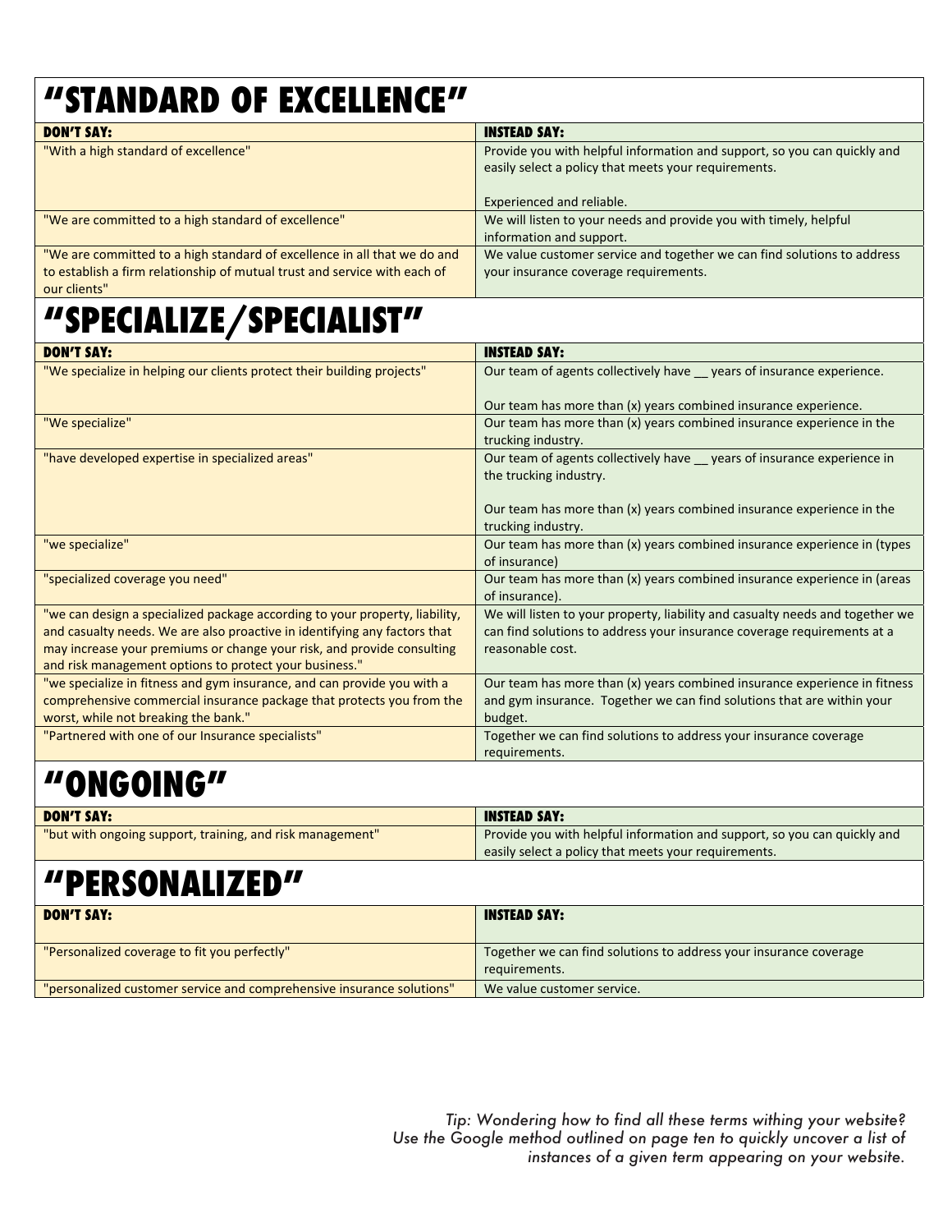## "STANDARD OF EXCELLENCE"

| DON'T SAY: | INSTEAD SAY: |
|---|---|
| "With a high standard of excellence" | Provide you with helpful information and support, so you can quickly and easily select a policy that meets your requirements.<br><br>Experienced and reliable. |
| "We are committed to a high standard of excellence" | We will listen to your needs and provide you with timely, helpful information and support. |
| "We are committed to a high standard of excellence in all that we do and to establish a firm relationship of mutual trust and service with each of our clients" | We value customer service and together we can find solutions to address your insurance coverage requirements. |

## "SPECIALIZE/SPECIALIST"

| DON'T SAY: | INSTEAD SAY: |
|---|---|
| "We specialize in helping our clients protect their building projects" | Our team of agents collectively have __ years of insurance experience.<br><br>Our team has more than (x) years combined insurance experience. |
| "We specialize" | Our team has more than (x) years combined insurance experience in the trucking industry. |
| "have developed expertise in specialized areas" | Our team of agents collectively have __ years of insurance experience in the trucking industry.<br><br>Our team has more than (x) years combined insurance experience in the trucking industry. |
| "we specialize" | Our team has more than (x) years combined insurance experience in (types of insurance) |
| "specialized coverage you need" | Our team has more than (x) years combined insurance experience in (areas of insurance). |
| "we can design a specialized package according to your property, liability, and casualty needs. We are also proactive in identifying any factors that may increase your premiums or change your risk, and provide consulting and risk management options to protect your business." | We will listen to your property, liability and casualty needs and together we can find solutions to address your insurance coverage requirements at a reasonable cost. |
| "we specialize in fitness and gym insurance, and can provide you with a comprehensive commercial insurance package that protects you from the worst, while not breaking the bank." | Our team has more than (x) years combined insurance experience in fitness and gym insurance. Together we can find solutions that are within your budget. |
| "Partnered with one of our Insurance specialists" | Together we can find solutions to address your insurance coverage requirements. |

## "ONGOING"

| DON'T SAY: | INSTEAD SAY: |
|---|---|
| "but with ongoing support, training, and risk management" | Provide you with helpful information and support, so you can quickly and easily select a policy that meets your requirements. |

## "PERSONALIZED"

| DON'T SAY: | INSTEAD SAY: |
|---|---|
| "Personalized coverage to fit you perfectly" | Together we can find solutions to address your insurance coverage requirements. |
| "personalized customer service and comprehensive insurance solutions" | We value customer service. |

*Tip: Wondering how to find all these terms withing your website? Use the Google method outlined on page ten to quickly uncover a list of instances of a given term appearing on your website.*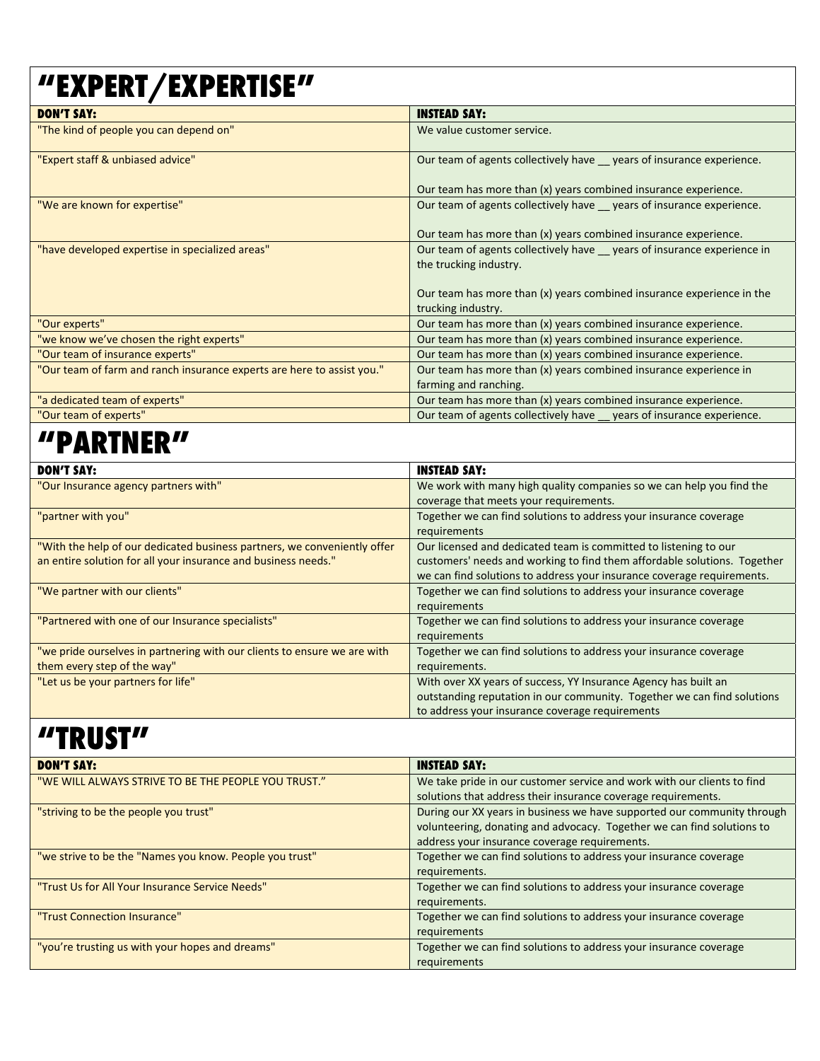## "EXPERT/EXPERTISE"

| DON'T SAY: | INSTEAD SAY: |
|---|---|
| "The kind of people you can depend on" | We value customer service. |
| "Expert staff & unbiased advice" | Our team of agents collectively have __ years of insurance experience.<br><br>Our team has more than (x) years combined insurance experience. |
| "We are known for expertise" | Our team of agents collectively have __ years of insurance experience.<br><br>Our team has more than (x) years combined insurance experience. |
| "have developed expertise in specialized areas" | Our team of agents collectively have __ years of insurance experience in the trucking industry.<br><br>Our team has more than (x) years combined insurance experience in the trucking industry. |
| "Our experts" | Our team has more than (x) years combined insurance experience. |
| "we know we've chosen the right experts" | Our team has more than (x) years combined insurance experience. |
| "Our team of insurance experts" | Our team has more than (x) years combined insurance experience. |
| "Our team of farm and ranch insurance experts are here to assist you." | Our team has more than (x) years combined insurance experience in farming and ranching. |
| "a dedicated team of experts" | Our team has more than (x) years combined insurance experience. |
| "Our team of experts" | Our team of agents collectively have __ years of insurance experience. |

## "PARTNER"

| DON'T SAY: | INSTEAD SAY: |
|---|---|
| "Our Insurance agency partners with" | We work with many high quality companies so we can help you find the coverage that meets your requirements. |
| "partner with you" | Together we can find solutions to address your insurance coverage requirements |
| "With the help of our dedicated business partners, we conveniently offer an entire solution for all your insurance and business needs." | Our licensed and dedicated team is committed to listening to our customers' needs and working to find them affordable solutions. Together we can find solutions to address your insurance coverage requirements. |
| "We partner with our clients" | Together we can find solutions to address your insurance coverage requirements |
| "Partnered with one of our Insurance specialists" | Together we can find solutions to address your insurance coverage requirements |
| "we pride ourselves in partnering with our clients to ensure we are with them every step of the way" | Together we can find solutions to address your insurance coverage requirements. |
| "Let us be your partners for life" | With over XX years of success, YY Insurance Agency has built an outstanding reputation in our community. Together we can find solutions to address your insurance coverage requirements |

## "TRUST"

| DON'T SAY: | INSTEAD SAY: |
|---|---|
| "WE WILL ALWAYS STRIVE TO BE THE PEOPLE YOU TRUST." | We take pride in our customer service and work with our clients to find solutions that address their insurance coverage requirements. |
| "striving to be the people you trust" | During our XX years in business we have supported our community through volunteering, donating and advocacy. Together we can find solutions to address your insurance coverage requirements. |
| "we strive to be the "Names you know. People you trust" | Together we can find solutions to address your insurance coverage requirements. |
| "Trust Us for All Your Insurance Service Needs" | Together we can find solutions to address your insurance coverage requirements. |
| "Trust Connection Insurance" | Together we can find solutions to address your insurance coverage requirements |
| "you're trusting us with your hopes and dreams" | Together we can find solutions to address your insurance coverage requirements |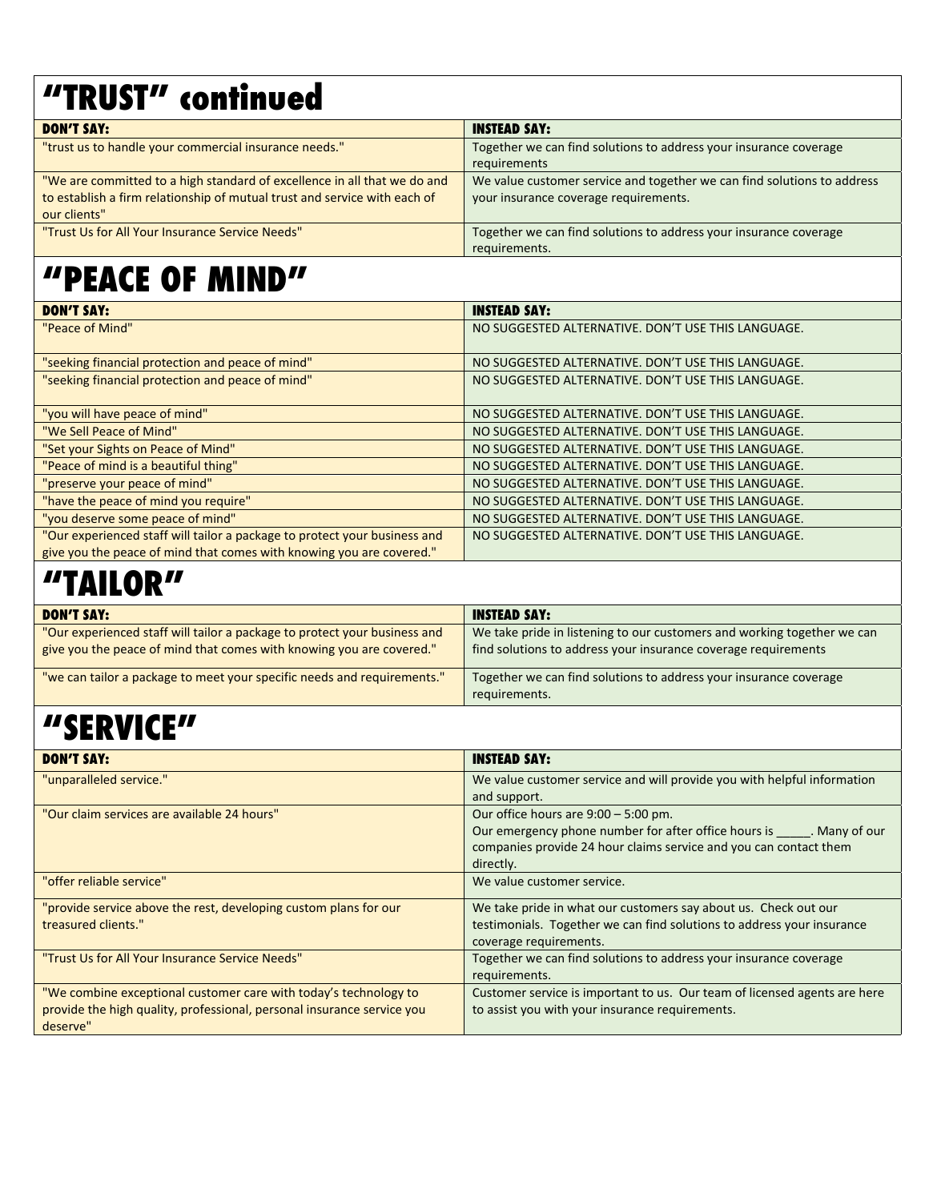## "TRUST" continued

| DON'T SAY: | INSTEAD SAY: |
| --- | --- |
| "trust us to handle your commercial insurance needs." | Together we can find solutions to address your insurance coverage requirements |
| "We are committed to a high standard of excellence in all that we do and to establish a firm relationship of mutual trust and service with each of our clients" | We value customer service and together we can find solutions to address your insurance coverage requirements. |
| "Trust Us for All Your Insurance Service Needs" | Together we can find solutions to address your insurance coverage requirements. |

## "PEACE OF MIND"

| DON'T SAY: | INSTEAD SAY: |
| --- | --- |
| "Peace of Mind" | NO SUGGESTED ALTERNATIVE. DON'T USE THIS LANGUAGE. |
| "seeking financial protection and peace of mind" | NO SUGGESTED ALTERNATIVE. DON'T USE THIS LANGUAGE. |
| "seeking financial protection and peace of mind" | NO SUGGESTED ALTERNATIVE. DON'T USE THIS LANGUAGE. |
| "you will have peace of mind" | NO SUGGESTED ALTERNATIVE. DON'T USE THIS LANGUAGE. |
| "We Sell Peace of Mind" | NO SUGGESTED ALTERNATIVE. DON'T USE THIS LANGUAGE. |
| "Set your Sights on Peace of Mind" | NO SUGGESTED ALTERNATIVE. DON'T USE THIS LANGUAGE. |
| "Peace of mind is a beautiful thing" | NO SUGGESTED ALTERNATIVE. DON'T USE THIS LANGUAGE. |
| "preserve your peace of mind" | NO SUGGESTED ALTERNATIVE. DON'T USE THIS LANGUAGE. |
| "have the peace of mind you require" | NO SUGGESTED ALTERNATIVE. DON'T USE THIS LANGUAGE. |
| "you deserve some peace of mind" | NO SUGGESTED ALTERNATIVE. DON'T USE THIS LANGUAGE. |
| "Our experienced staff will tailor a package to protect your business and give you the peace of mind that comes with knowing you are covered." | NO SUGGESTED ALTERNATIVE. DON'T USE THIS LANGUAGE. |

## "TAILOR"

| DON'T SAY: | INSTEAD SAY: |
| --- | --- |
| "Our experienced staff will tailor a package to protect your business and give you the peace of mind that comes with knowing you are covered." | We take pride in listening to our customers and working together we can find solutions to address your insurance coverage requirements |
| "we can tailor a package to meet your specific needs and requirements." | Together we can find solutions to address your insurance coverage requirements. |

## "SERVICE"

| DON'T SAY: | INSTEAD SAY: |
| --- | --- |
| "unparalleled service." | We value customer service and will provide you with helpful information and support. |
| "Our claim services are available 24 hours" | Our office hours are 9:00 – 5:00 pm.<br>Our emergency phone number for after office hours is _____. Many of our companies provide 24 hour claims service and you can contact them directly. |
| "offer reliable service" | We value customer service. |
| "provide service above the rest, developing custom plans for our treasured clients." | We take pride in what our customers say about us. Check out our testimonials. Together we can find solutions to address your insurance coverage requirements. |
| "Trust Us for All Your Insurance Service Needs" | Together we can find solutions to address your insurance coverage requirements. |
| "We combine exceptional customer care with today's technology to provide the high quality, professional, personal insurance service you deserve" | Customer service is important to us. Our team of licensed agents are here to assist you with your insurance requirements. |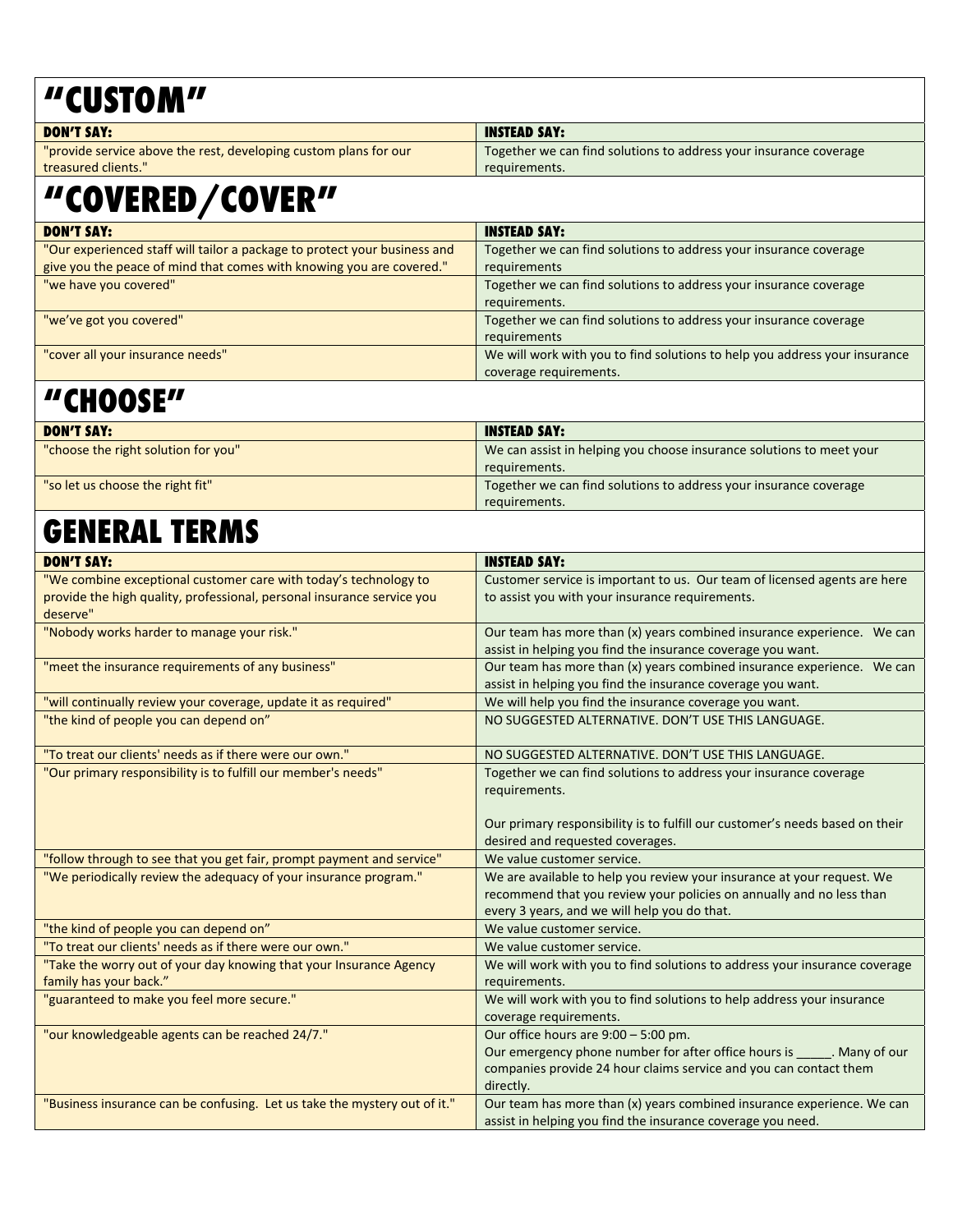## "CUSTOM"

| DON'T SAY: | INSTEAD SAY: |
|---|---|
| "provide service above the rest, developing custom plans for our treasured clients." | Together we can find solutions to address your insurance coverage requirements. |

## "COVERED/COVER"

| DON'T SAY: | INSTEAD SAY: |
|---|---|
| "Our experienced staff will tailor a package to protect your business and give you the peace of mind that comes with knowing you are covered." | Together we can find solutions to address your insurance coverage requirements |
| "we have you covered" | Together we can find solutions to address your insurance coverage requirements. |
| "we've got you covered" | Together we can find solutions to address your insurance coverage requirements |
| "cover all your insurance needs" | We will work with you to find solutions to help you address your insurance coverage requirements. |

## "CHOOSE"

| DON'T SAY: | INSTEAD SAY: |
|---|---|
| "choose the right solution for you" | We can assist in helping you choose insurance solutions to meet your requirements. |
| "so let us choose the right fit" | Together we can find solutions to address your insurance coverage requirements. |

## GENERAL TERMS

| DON'T SAY: | INSTEAD SAY: |
|---|---|
| "We combine exceptional customer care with today's technology to provide the high quality, professional, personal insurance service you deserve" | Customer service is important to us. Our team of licensed agents are here to assist you with your insurance requirements. |
| "Nobody works harder to manage your risk." | Our team has more than (x) years combined insurance experience. We can assist in helping you find the insurance coverage you want. |
| "meet the insurance requirements of any business" | Our team has more than (x) years combined insurance experience. We can assist in helping you find the insurance coverage you want. |
| "will continually review your coverage, update it as required" | We will help you find the insurance coverage you want. |
| "the kind of people you can depend on" | NO SUGGESTED ALTERNATIVE. DON'T USE THIS LANGUAGE. |
| "To treat our clients' needs as if there were our own." | NO SUGGESTED ALTERNATIVE. DON'T USE THIS LANGUAGE. |
| "Our primary responsibility is to fulfill our member's needs" | Together we can find solutions to address your insurance coverage requirements.<br><br>Our primary responsibility is to fulfill our customer's needs based on their desired and requested coverages. |
| "follow through to see that you get fair, prompt payment and service" | We value customer service. |
| "We periodically review the adequacy of your insurance program." | We are available to help you review your insurance at your request. We recommend that you review your policies on annually and no less than every 3 years, and we will help you do that. |
| "the kind of people you can depend on" | We value customer service. |
| "To treat our clients' needs as if there were our own." | We value customer service. |
| "Take the worry out of your day knowing that your Insurance Agency family has your back." | We will work with you to find solutions to address your insurance coverage requirements. |
| "guaranteed to make you feel more secure." | We will work with you to find solutions to help address your insurance coverage requirements. |
| "our knowledgeable agents can be reached 24/7." | Our office hours are 9:00 – 5:00 pm.<br>Our emergency phone number for after office hours is _____. Many of our companies provide 24 hour claims service and you can contact them directly. |
| "Business insurance can be confusing. Let us take the mystery out of it." | Our team has more than (x) years combined insurance experience. We can assist in helping you find the insurance coverage you need. |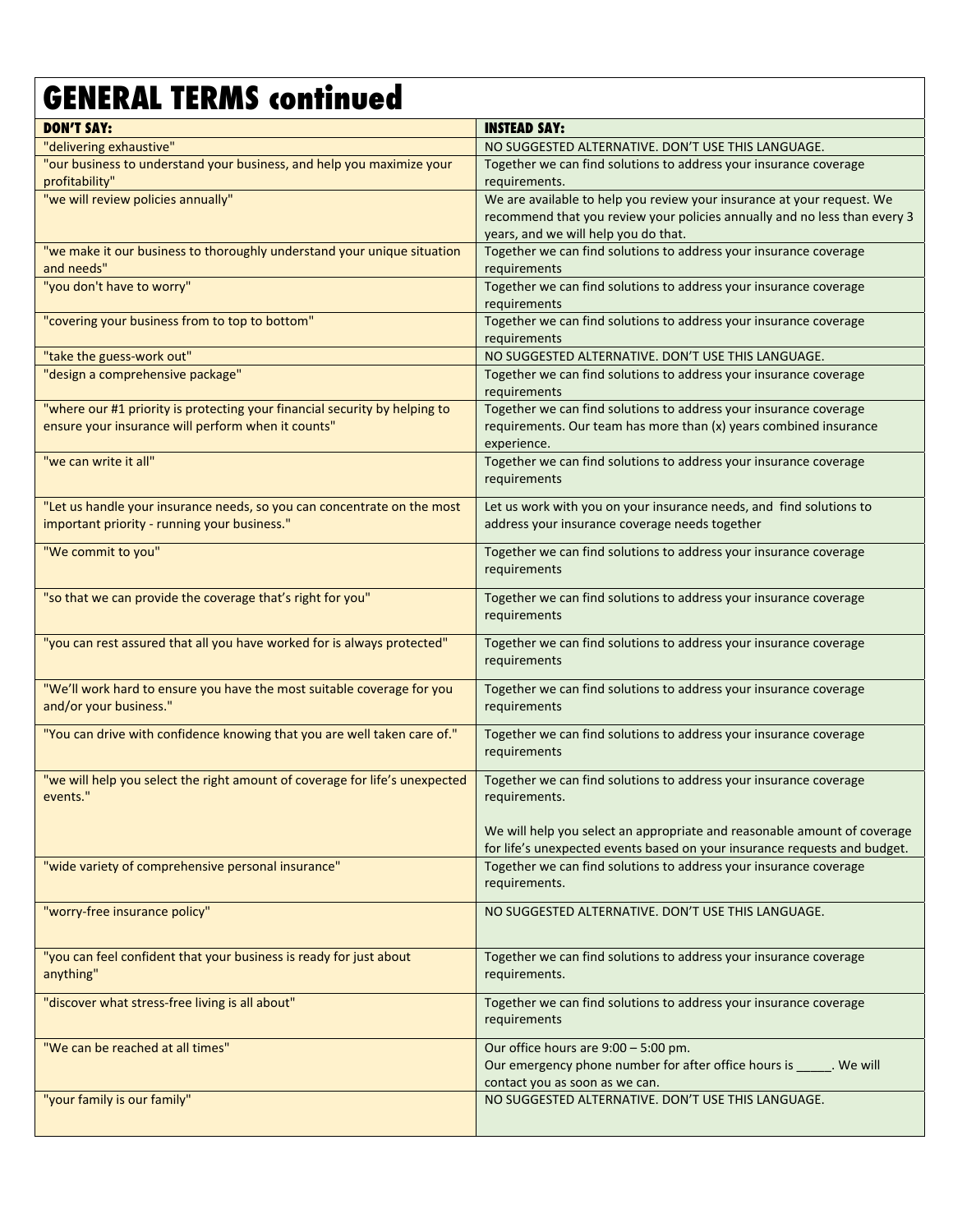# GENERAL TERMS continued

| DON'T SAY: | INSTEAD SAY: |
|---|---|
| "delivering exhaustive" | NO SUGGESTED ALTERNATIVE. DON'T USE THIS LANGUAGE. |
| "our business to understand your business, and help you maximize your profitability" | Together we can find solutions to address your insurance coverage requirements. |
| "we will review policies annually" | We are available to help you review your insurance at your request. We recommend that you review your policies annually and no less than every 3 years, and we will help you do that. |
| "we make it our business to thoroughly understand your unique situation and needs" | Together we can find solutions to address your insurance coverage requirements |
| "you don't have to worry" | Together we can find solutions to address your insurance coverage requirements |
| "covering your business from to top to bottom" | Together we can find solutions to address your insurance coverage requirements |
| "take the guess-work out" | NO SUGGESTED ALTERNATIVE. DON'T USE THIS LANGUAGE. |
| "design a comprehensive package" | Together we can find solutions to address your insurance coverage requirements |
| "where our #1 priority is protecting your financial security by helping to ensure your insurance will perform when it counts" | Together we can find solutions to address your insurance coverage requirements. Our team has more than (x) years combined insurance experience. |
| "we can write it all" | Together we can find solutions to address your insurance coverage requirements |
| "Let us handle your insurance needs, so you can concentrate on the most important priority - running your business." | Let us work with you on your insurance needs, and find solutions to address your insurance coverage needs together |
| "We commit to you" | Together we can find solutions to address your insurance coverage requirements |
| "so that we can provide the coverage that's right for you" | Together we can find solutions to address your insurance coverage requirements |
| "you can rest assured that all you have worked for is always protected" | Together we can find solutions to address your insurance coverage requirements |
| "We'll work hard to ensure you have the most suitable coverage for you and/or your business." | Together we can find solutions to address your insurance coverage requirements |
| "You can drive with confidence knowing that you are well taken care of." | Together we can find solutions to address your insurance coverage requirements |
| "we will help you select the right amount of coverage for life's unexpected events." | Together we can find solutions to address your insurance coverage requirements.<br><br>We will help you select an appropriate and reasonable amount of coverage for life's unexpected events based on your insurance requests and budget. |
| "wide variety of comprehensive personal insurance" | Together we can find solutions to address your insurance coverage requirements. |
| "worry-free insurance policy" | NO SUGGESTED ALTERNATIVE. DON'T USE THIS LANGUAGE. |
| "you can feel confident that your business is ready for just about anything" | Together we can find solutions to address your insurance coverage requirements. |
| "discover what stress-free living is all about" | Together we can find solutions to address your insurance coverage requirements |
| "We can be reached at all times" | Our office hours are 9:00 – 5:00 pm.<br>Our emergency phone number for after office hours is _____. We will contact you as soon as we can. |
| "your family is our family" | NO SUGGESTED ALTERNATIVE. DON'T USE THIS LANGUAGE. |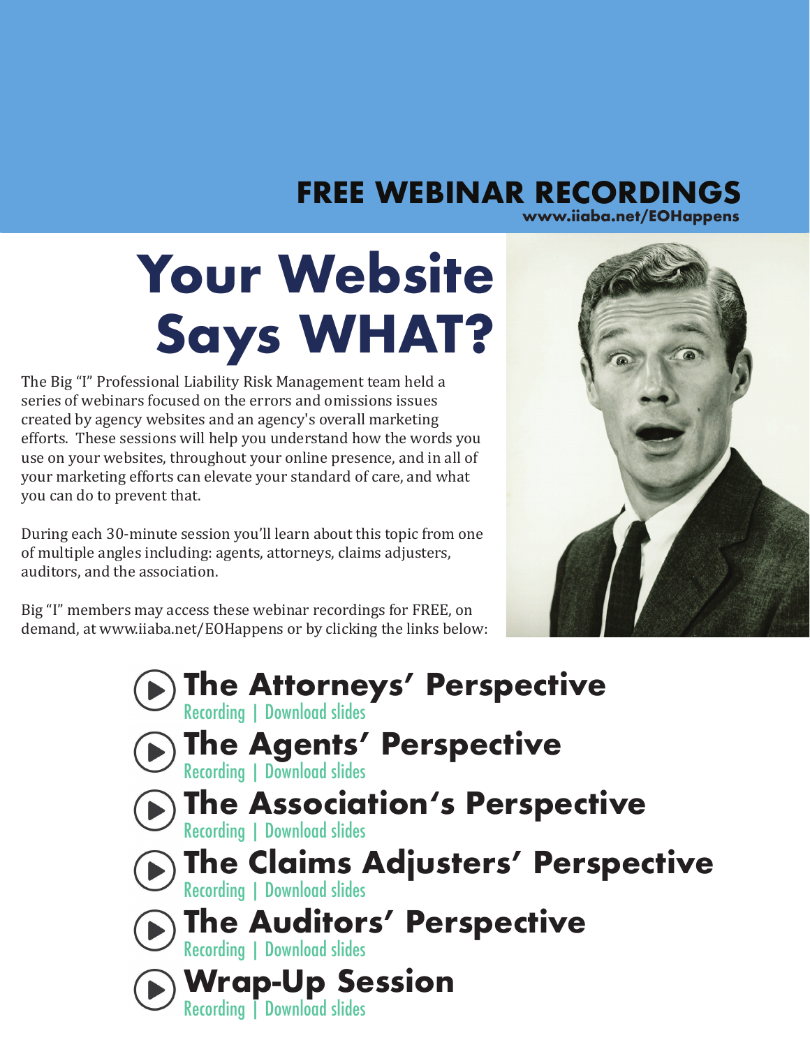## FREE WEBINAR RECORDINGS

**www.iiaba.net/EOHappens**

# Your Website Says WHAT?

The Big "I" Professional Liability Risk Management team held a series of webinars focused on the errors and omissions issues created by agency websites and an agency's overall marketing efforts. These sessions will help you understand how the words you use on your websites, throughout your online presence, and in all of your marketing efforts can elevate your standard of care, and what you can do to prevent that.

During each 30-minute session you'll learn about this topic from one of multiple angles including: agents, attorneys, claims adjusters, auditors, and the association.

Big "I" members may access these webinar recordings for FREE, on demand, at www.iiaba.net/EOHappens or by clicking the links below:

### The Attorneys' Perspective
Recording | Download slides

### The Agents' Perspective
Recording | Download slides

### The Association's Perspective
Recording | Download slides

### The Claims Adjusters' Perspective
Recording | Download slides

### The Auditors' Perspective
Recording | Download slides

### Wrap-Up Session
Recording | Download slides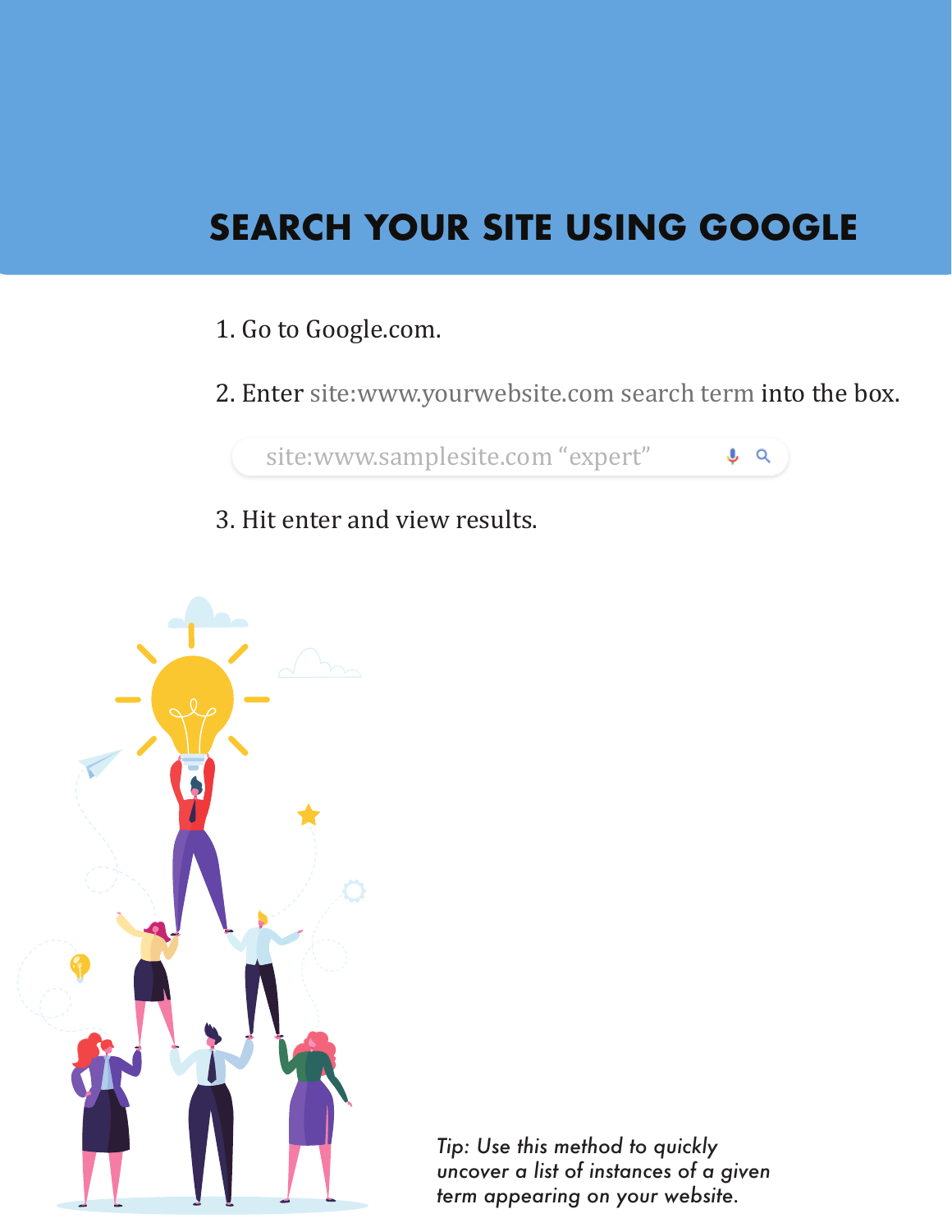# SEARCH YOUR SITE USING GOOGLE

1. Go to Google.com.

2. Enter site:www.yourwebsite.com search term into the box.

   site:www.samplesite.com "expert"

3. Hit enter and view results.

*Tip: Use this method to quickly uncover a list of instances of a given term appearing on your website.*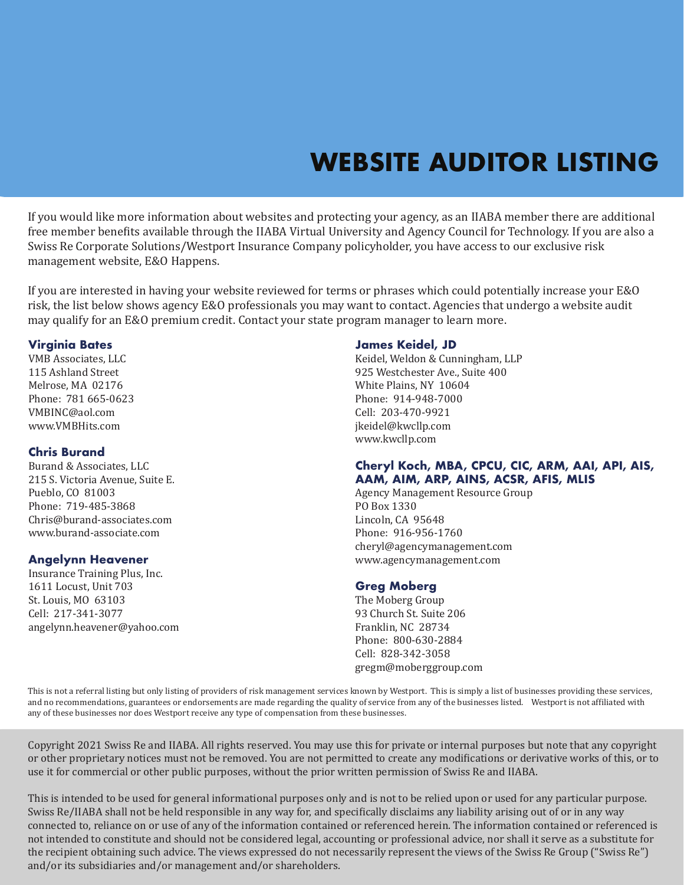# WEBSITE AUDITOR LISTING

If you would like more information about websites and protecting your agency, as an IIABA member there are additional free member benefits available through the IIABA Virtual University and Agency Council for Technology. If you are also a Swiss Re Corporate Solutions/Westport Insurance Company policyholder, you have access to our exclusive risk management website, E&O Happens.

If you are interested in having your website reviewed for terms or phrases which could potentially increase your E&O risk, the list below shows agency E&O professionals you may want to contact. Agencies that undergo a website audit may qualify for an E&O premium credit. Contact your state program manager to learn more.

**Virginia Bates**
VMB Associates, LLC
115 Ashland Street
Melrose, MA 02176
Phone: 781 665-0623
VMBINC@aol.com
www.VMBHits.com

**Chris Burand**
Burand & Associates, LLC
215 S. Victoria Avenue, Suite E.
Pueblo, CO 81003
Phone: 719-485-3868
Chris@burand-associates.com
www.burand-associate.com

**Angelynn Heavener**
Insurance Training Plus, Inc.
1611 Locust, Unit 703
St. Louis, MO 63103
Cell: 217-341-3077
angelynn.heavener@yahoo.com

**James Keidel, JD**
Keidel, Weldon & Cunningham, LLP
925 Westchester Ave., Suite 400
White Plains, NY 10604
Phone: 914-948-7000
Cell: 203-470-9921
jkeidel@kwcllp.com
www.kwcllp.com

**Cheryl Koch, MBA, CPCU, CIC, ARM, AAI, API, AIS, AAM, AIM, ARP, AINS, ACSR, AFIS, MLIS**
Agency Management Resource Group
PO Box 1330
Lincoln, CA 95648
Phone: 916-956-1760
cheryl@agencymanagement.com
www.agencymanagement.com

**Greg Moberg**
The Moberg Group
93 Church St. Suite 206
Franklin, NC 28734
Phone: 800-630-2884
Cell: 828-342-3058
gregm@moberggroup.com

This is not a referral listing but only listing of providers of risk management services known by Westport. This is simply a list of businesses providing these services, and no recommendations, guarantees or endorsements are made regarding the quality of service from any of the businesses listed. Westport is not affiliated with any of these businesses nor does Westport receive any type of compensation from these businesses.

Copyright 2021 Swiss Re and IIABA. All rights reserved. You may use this for private or internal purposes but note that any copyright or other proprietary notices must not be removed. You are not permitted to create any modifications or derivative works of this, or to use it for commercial or other public purposes, without the prior written permission of Swiss Re and IIABA.

This is intended to be used for general informational purposes only and is not to be relied upon or used for any particular purpose. Swiss Re/IIABA shall not be held responsible in any way for, and specifically disclaims any liability arising out of or in any way connected to, reliance on or use of any of the information contained or referenced herein. The information contained or referenced is not intended to constitute and should not be considered legal, accounting or professional advice, nor shall it serve as a substitute for the recipient obtaining such advice. The views expressed do not necessarily represent the views of the Swiss Re Group ("Swiss Re") and/or its subsidiaries and/or management and/or shareholders.